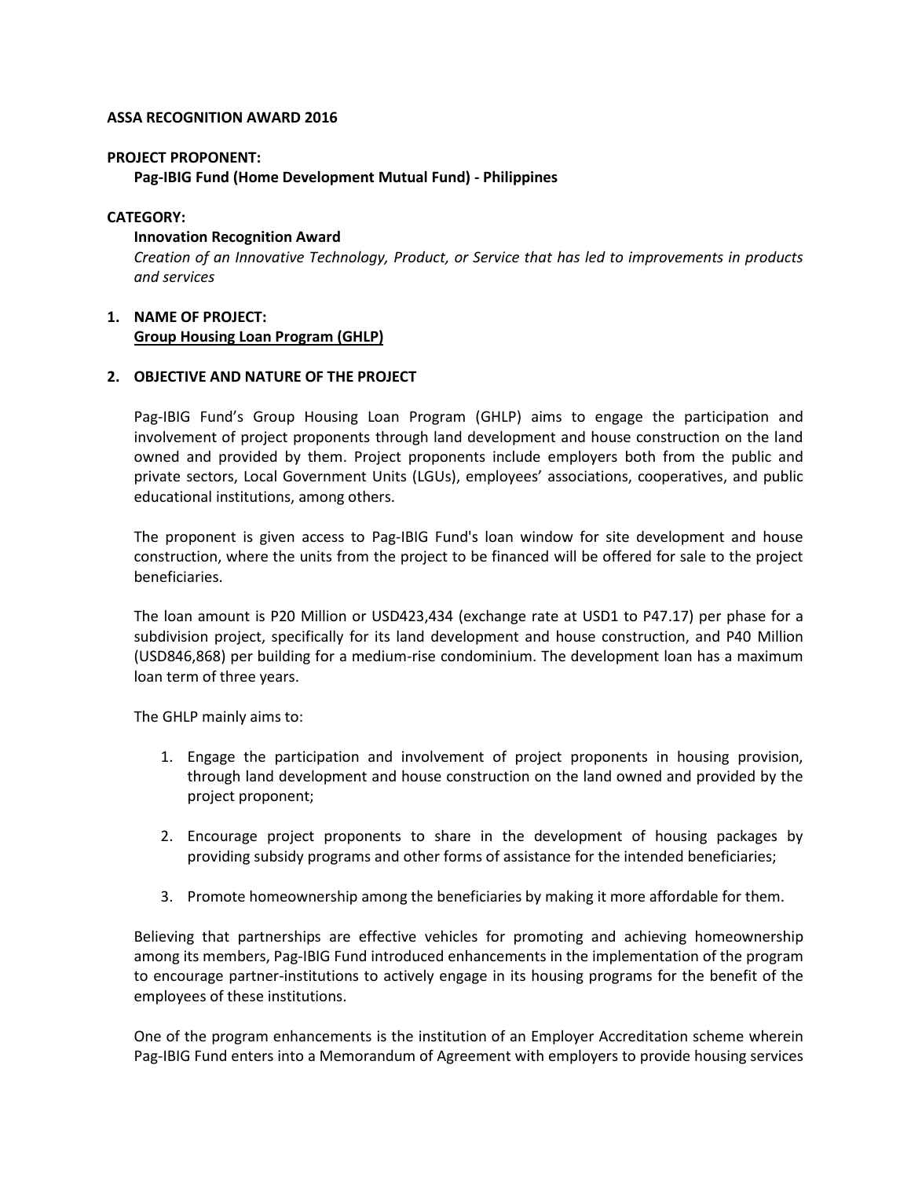**ASSA RECOGNITION AWARD 2016**

**PROJECT PROPONENT:**

**Pag-IBIG Fund (Home Development Mutual Fund) - Philippines**

**CATEGORY:**

**Innovation Recognition Award**

*Creation of an Innovative Technology, Product, or Service that has led to improvements in products and services*

## 1. NAME OF PROJECT:

**<u>Group Housing Loan Program (GHLP)</u>**

## 2. OBJECTIVE AND NATURE OF THE PROJECT

Pag-IBIG Fund's Group Housing Loan Program (GHLP) aims to engage the participation and involvement of project proponents through land development and house construction on the land owned and provided by them. Project proponents include employers both from the public and private sectors, Local Government Units (LGUs), employees' associations, cooperatives, and public educational institutions, among others.

The proponent is given access to Pag-IBIG Fund's loan window for site development and house construction, where the units from the project to be financed will be offered for sale to the project beneficiaries.

The loan amount is P20 Million or USD423,434 (exchange rate at USD1 to P47.17) per phase for a subdivision project, specifically for its land development and house construction, and P40 Million (USD846,868) per building for a medium-rise condominium. The development loan has a maximum loan term of three years.

The GHLP mainly aims to:

1. Engage the participation and involvement of project proponents in housing provision, through land development and house construction on the land owned and provided by the project proponent;

2. Encourage project proponents to share in the development of housing packages by providing subsidy programs and other forms of assistance for the intended beneficiaries;

3. Promote homeownership among the beneficiaries by making it more affordable for them.

Believing that partnerships are effective vehicles for promoting and achieving homeownership among its members, Pag-IBIG Fund introduced enhancements in the implementation of the program to encourage partner-institutions to actively engage in its housing programs for the benefit of the employees of these institutions.

One of the program enhancements is the institution of an Employer Accreditation scheme wherein Pag-IBIG Fund enters into a Memorandum of Agreement with employers to provide housing services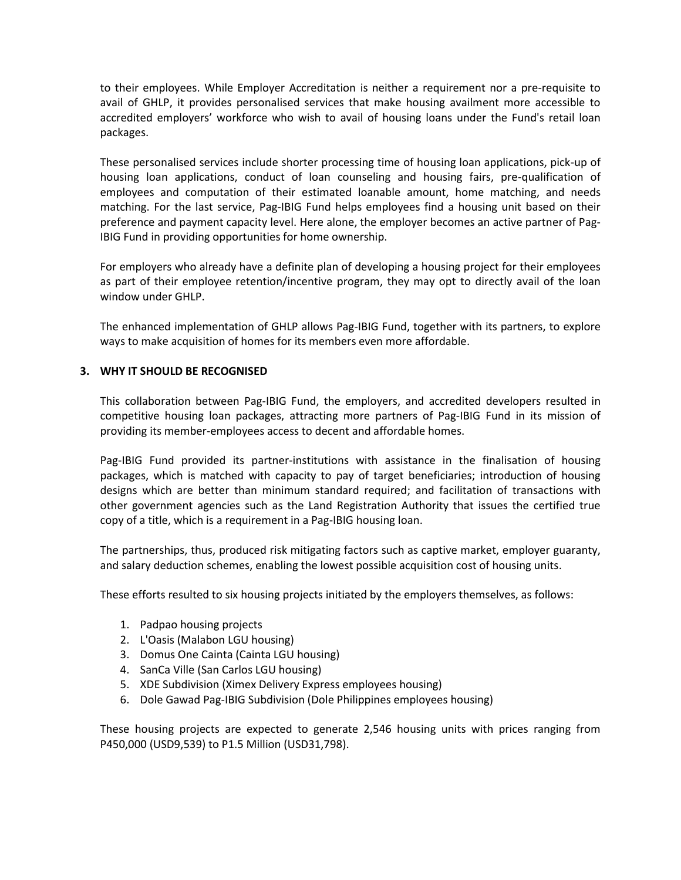to their employees. While Employer Accreditation is neither a requirement nor a pre-requisite to avail of GHLP, it provides personalised services that make housing availment more accessible to accredited employers' workforce who wish to avail of housing loans under the Fund's retail loan packages.

These personalised services include shorter processing time of housing loan applications, pick-up of housing loan applications, conduct of loan counseling and housing fairs, pre-qualification of employees and computation of their estimated loanable amount, home matching, and needs matching. For the last service, Pag-IBIG Fund helps employees find a housing unit based on their preference and payment capacity level. Here alone, the employer becomes an active partner of Pag-IBIG Fund in providing opportunities for home ownership.

For employers who already have a definite plan of developing a housing project for their employees as part of their employee retention/incentive program, they may opt to directly avail of the loan window under GHLP.

The enhanced implementation of GHLP allows Pag-IBIG Fund, together with its partners, to explore ways to make acquisition of homes for its members even more affordable.

## 3. WHY IT SHOULD BE RECOGNISED

This collaboration between Pag-IBIG Fund, the employers, and accredited developers resulted in competitive housing loan packages, attracting more partners of Pag-IBIG Fund in its mission of providing its member-employees access to decent and affordable homes.

Pag-IBIG Fund provided its partner-institutions with assistance in the finalisation of housing packages, which is matched with capacity to pay of target beneficiaries; introduction of housing designs which are better than minimum standard required; and facilitation of transactions with other government agencies such as the Land Registration Authority that issues the certified true copy of a title, which is a requirement in a Pag-IBIG housing loan.

The partnerships, thus, produced risk mitigating factors such as captive market, employer guaranty, and salary deduction schemes, enabling the lowest possible acquisition cost of housing units.

These efforts resulted to six housing projects initiated by the employers themselves, as follows:

1. Padpao housing projects
2. L'Oasis (Malabon LGU housing)
3. Domus One Cainta (Cainta LGU housing)
4. SanCa Ville (San Carlos LGU housing)
5. XDE Subdivision (Ximex Delivery Express employees housing)
6. Dole Gawad Pag-IBIG Subdivision (Dole Philippines employees housing)

These housing projects are expected to generate 2,546 housing units with prices ranging from P450,000 (USD9,539) to P1.5 Million (USD31,798).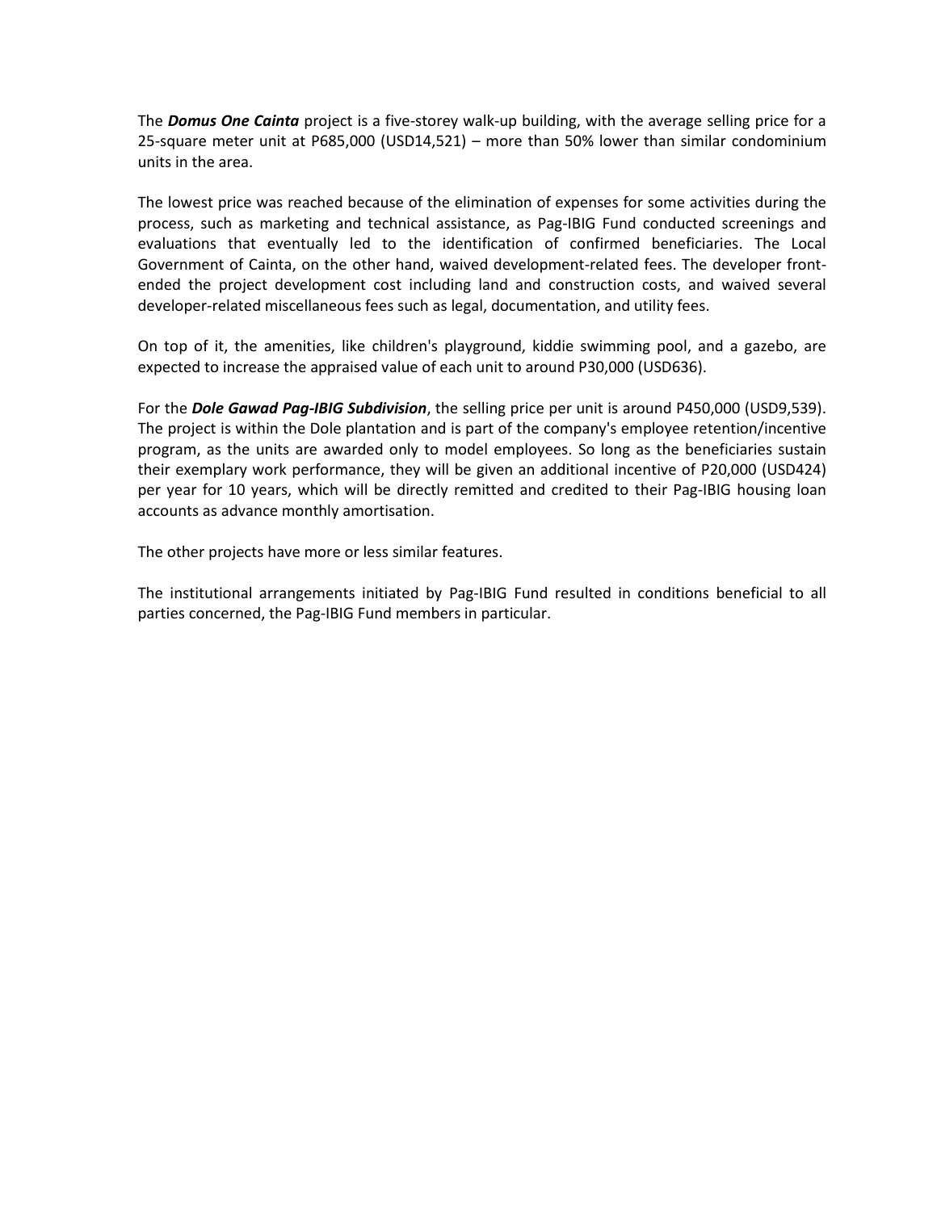The ***Domus One Cainta*** project is a five-storey walk-up building, with the average selling price for a 25-square meter unit at P685,000 (USD14,521) – more than 50% lower than similar condominium units in the area.

The lowest price was reached because of the elimination of expenses for some activities during the process, such as marketing and technical assistance, as Pag-IBIG Fund conducted screenings and evaluations that eventually led to the identification of confirmed beneficiaries. The Local Government of Cainta, on the other hand, waived development-related fees. The developer front-ended the project development cost including land and construction costs, and waived several developer-related miscellaneous fees such as legal, documentation, and utility fees.

On top of it, the amenities, like children's playground, kiddie swimming pool, and a gazebo, are expected to increase the appraised value of each unit to around P30,000 (USD636).

For the ***Dole Gawad Pag-IBIG Subdivision***, the selling price per unit is around P450,000 (USD9,539). The project is within the Dole plantation and is part of the company's employee retention/incentive program, as the units are awarded only to model employees. So long as the beneficiaries sustain their exemplary work performance, they will be given an additional incentive of P20,000 (USD424) per year for 10 years, which will be directly remitted and credited to their Pag-IBIG housing loan accounts as advance monthly amortisation.

The other projects have more or less similar features.

The institutional arrangements initiated by Pag-IBIG Fund resulted in conditions beneficial to all parties concerned, the Pag-IBIG Fund members in particular.